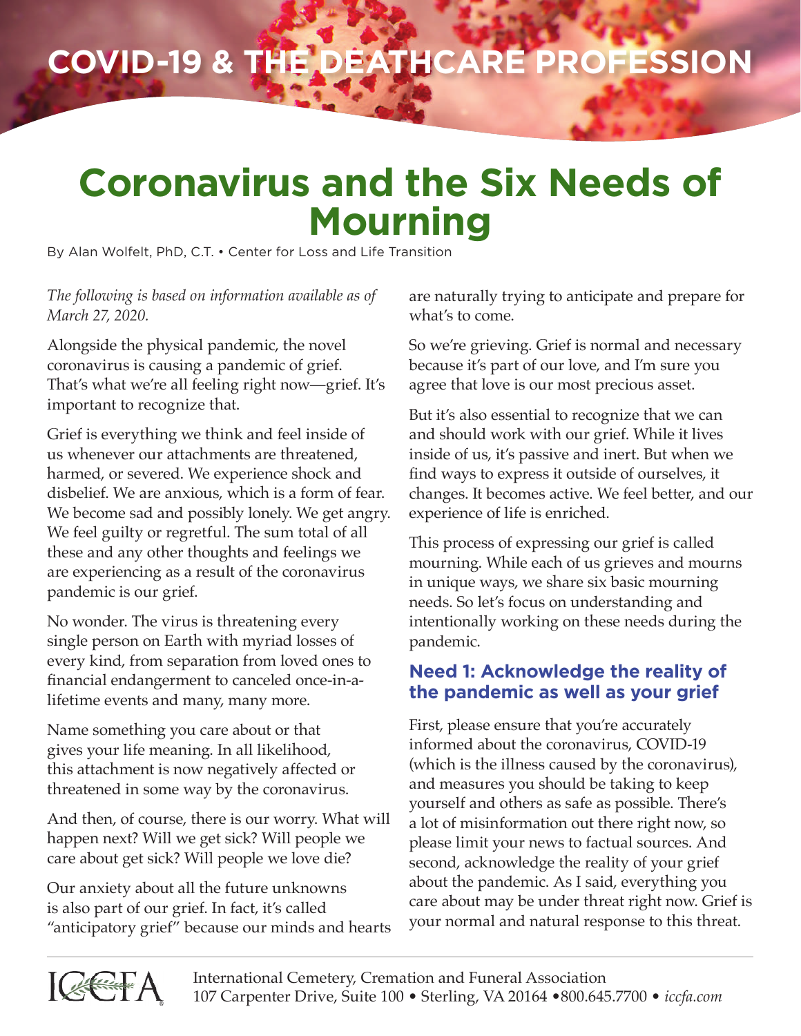COVID-19 & THE DEATHCARE PROFESSION

# Coronavirus and the Six Needs of Mourning

By Alan Wolfelt, PhD, C.T. • Center for Loss and Life Transition

*The following is based on information available as of March 27, 2020.*

Alongside the physical pandemic, the novel coronavirus is causing a pandemic of grief. That's what we're all feeling right now—grief. It's important to recognize that.

Grief is everything we think and feel inside of us whenever our attachments are threatened, harmed, or severed. We experience shock and disbelief. We are anxious, which is a form of fear. We become sad and possibly lonely. We get angry. We feel guilty or regretful. The sum total of all these and any other thoughts and feelings we are experiencing as a result of the coronavirus pandemic is our grief.

No wonder. The virus is threatening every single person on Earth with myriad losses of every kind, from separation from loved ones to financial endangerment to canceled once-in-a-lifetime events and many, many more.

Name something you care about or that gives your life meaning. In all likelihood, this attachment is now negatively affected or threatened in some way by the coronavirus.

And then, of course, there is our worry. What will happen next? Will we get sick? Will people we care about get sick? Will people we love die?

Our anxiety about all the future unknowns is also part of our grief. In fact, it's called "anticipatory grief" because our minds and hearts are naturally trying to anticipate and prepare for what's to come.

So we're grieving. Grief is normal and necessary because it's part of our love, and I'm sure you agree that love is our most precious asset.

But it's also essential to recognize that we can and should work with our grief. While it lives inside of us, it's passive and inert. But when we find ways to express it outside of ourselves, it changes. It becomes active. We feel better, and our experience of life is enriched.

This process of expressing our grief is called mourning. While each of us grieves and mourns in unique ways, we share six basic mourning needs. So let's focus on understanding and intentionally working on these needs during the pandemic.

## Need 1: Acknowledge the reality of the pandemic as well as your grief

First, please ensure that you're accurately informed about the coronavirus, COVID-19 (which is the illness caused by the coronavirus), and measures you should be taking to keep yourself and others as safe as possible. There's a lot of misinformation out there right now, so please limit your news to factual sources. And second, acknowledge the reality of your grief about the pandemic. As I said, everything you care about may be under threat right now. Grief is your normal and natural response to this threat.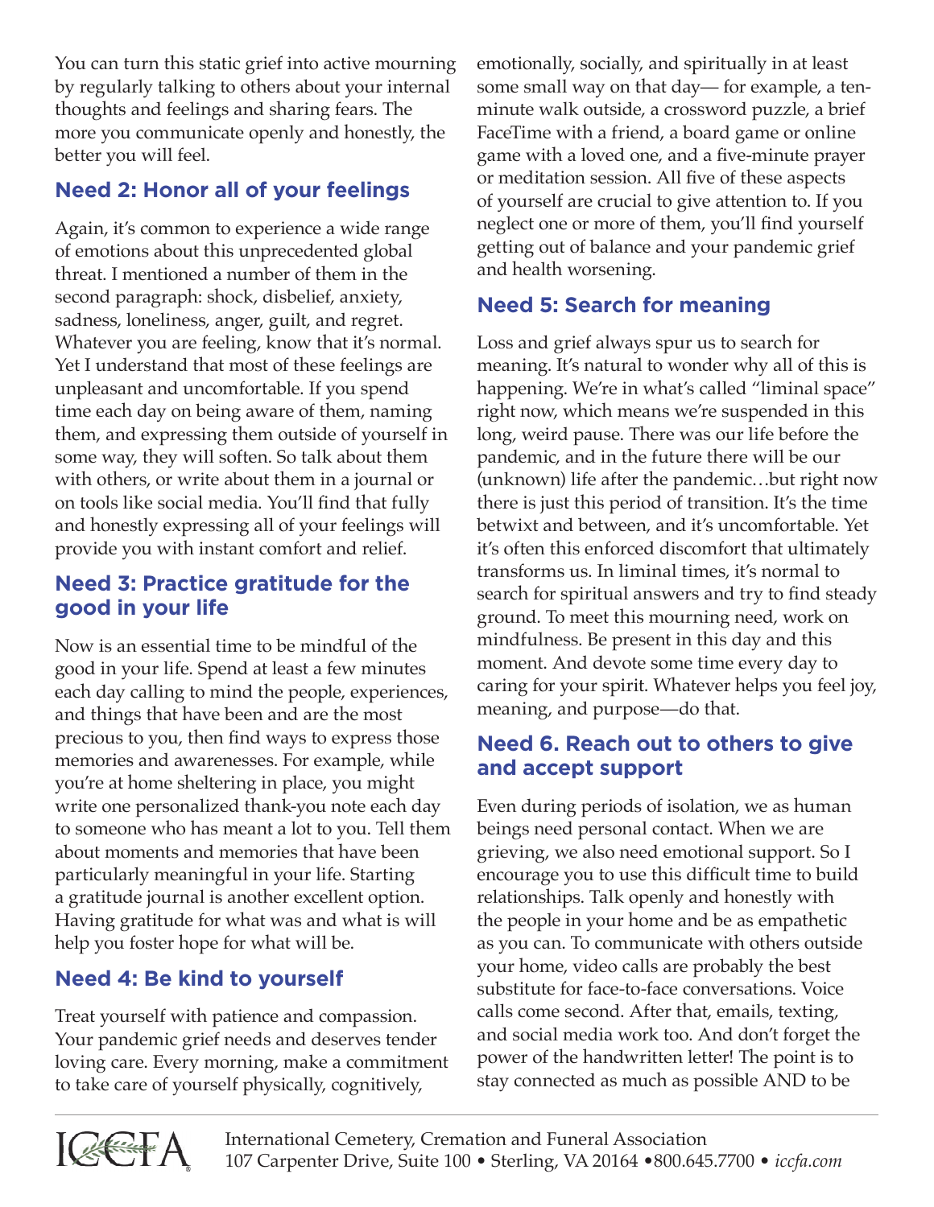You can turn this static grief into active mourning by regularly talking to others about your internal thoughts and feelings and sharing fears. The more you communicate openly and honestly, the better you will feel.

## Need 2: Honor all of your feelings

Again, it's common to experience a wide range of emotions about this unprecedented global threat. I mentioned a number of them in the second paragraph: shock, disbelief, anxiety, sadness, loneliness, anger, guilt, and regret. Whatever you are feeling, know that it's normal. Yet I understand that most of these feelings are unpleasant and uncomfortable. If you spend time each day on being aware of them, naming them, and expressing them outside of yourself in some way, they will soften. So talk about them with others, or write about them in a journal or on tools like social media. You'll find that fully and honestly expressing all of your feelings will provide you with instant comfort and relief.

## Need 3: Practice gratitude for the good in your life

Now is an essential time to be mindful of the good in your life. Spend at least a few minutes each day calling to mind the people, experiences, and things that have been and are the most precious to you, then find ways to express those memories and awarenesses. For example, while you're at home sheltering in place, you might write one personalized thank-you note each day to someone who has meant a lot to you. Tell them about moments and memories that have been particularly meaningful in your life. Starting a gratitude journal is another excellent option. Having gratitude for what was and what is will help you foster hope for what will be.

## Need 4: Be kind to yourself

Treat yourself with patience and compassion. Your pandemic grief needs and deserves tender loving care. Every morning, make a commitment to take care of yourself physically, cognitively, emotionally, socially, and spiritually in at least some small way on that day— for example, a ten-minute walk outside, a crossword puzzle, a brief FaceTime with a friend, a board game or online game with a loved one, and a five-minute prayer or meditation session. All five of these aspects of yourself are crucial to give attention to. If you neglect one or more of them, you'll find yourself getting out of balance and your pandemic grief and health worsening.

## Need 5: Search for meaning

Loss and grief always spur us to search for meaning. It's natural to wonder why all of this is happening. We're in what's called "liminal space" right now, which means we're suspended in this long, weird pause. There was our life before the pandemic, and in the future there will be our (unknown) life after the pandemic…but right now there is just this period of transition. It's the time betwixt and between, and it's uncomfortable. Yet it's often this enforced discomfort that ultimately transforms us. In liminal times, it's normal to search for spiritual answers and try to find steady ground. To meet this mourning need, work on mindfulness. Be present in this day and this moment. And devote some time every day to caring for your spirit. Whatever helps you feel joy, meaning, and purpose—do that.

## Need 6. Reach out to others to give and accept support

Even during periods of isolation, we as human beings need personal contact. When we are grieving, we also need emotional support. So I encourage you to use this difficult time to build relationships. Talk openly and honestly with the people in your home and be as empathetic as you can. To communicate with others outside your home, video calls are probably the best substitute for face-to-face conversations. Voice calls come second. After that, emails, texting, and social media work too. And don't forget the power of the handwritten letter! The point is to stay connected as much as possible AND to be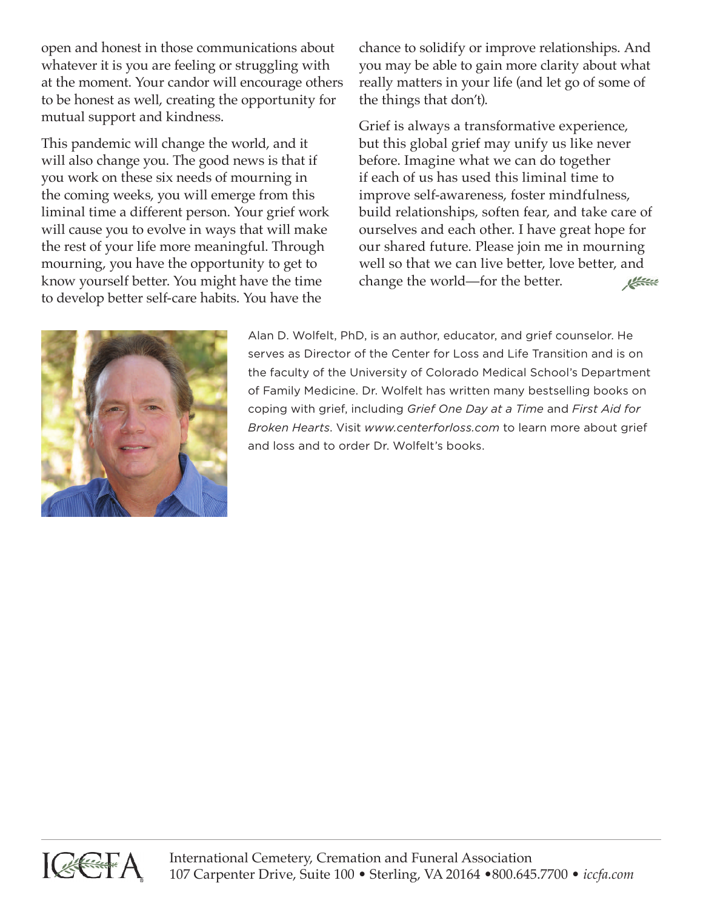open and honest in those communications about whatever it is you are feeling or struggling with at the moment. Your candor will encourage others to be honest as well, creating the opportunity for mutual support and kindness.

This pandemic will change the world, and it will also change you. The good news is that if you work on these six needs of mourning in the coming weeks, you will emerge from this liminal time a different person. Your grief work will cause you to evolve in ways that will make the rest of your life more meaningful. Through mourning, you have the opportunity to get to know yourself better. You might have the time to develop better self-care habits. You have the chance to solidify or improve relationships. And you may be able to gain more clarity about what really matters in your life (and let go of some of the things that don't).

Grief is always a transformative experience, but this global grief may unify us like never before. Imagine what we can do together if each of us has used this liminal time to improve self-awareness, foster mindfulness, build relationships, soften fear, and take care of ourselves and each other. I have great hope for our shared future. Please join me in mourning well so that we can live better, love better, and change the world—for the better.

Alan D. Wolfelt, PhD, is an author, educator, and grief counselor. He serves as Director of the Center for Loss and Life Transition and is on the faculty of the University of Colorado Medical School's Department of Family Medicine. Dr. Wolfelt has written many bestselling books on coping with grief, including *Grief One Day at a Time* and *First Aid for Broken Hearts*. Visit *www.centerforloss.com* to learn more about grief and loss and to order Dr. Wolfelt's books.

International Cemetery, Cremation and Funeral Association
107 Carpenter Drive, Suite 100 • Sterling, VA 20164 •800.645.7700 • *iccfa.com*